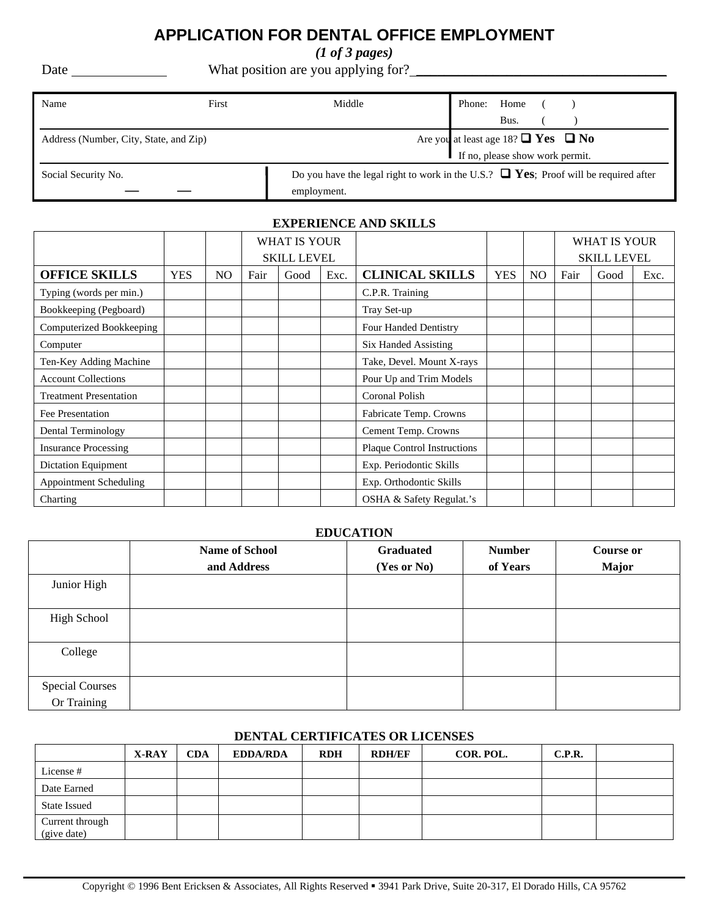# APPLICATION FOR DENTAL OFFICE EMPLOYMENT

*(1 of 3 pages)*

Date ______________ What position are you applying for? ____________________________________

| Name | First | Middle | Phone: Home ( ) Bus. ( ) |
|---|---|---|---|
| Address (Number, City, State, and Zip) | | | Are you at least age 18? ❑ Yes ❑ No If no, please show work permit. |
| Social Security No. — — | Do you have the legal right to work in the U.S.? ❑ Yes; Proof will be required after employment. | | |

## EXPERIENCE AND SKILLS

| | | | WHAT IS YOUR SKILL LEVEL | | | | | | WHAT IS YOUR SKILL LEVEL | | |
|---|---|---|---|---|---|---|---|---|---|---|---|
| **OFFICE SKILLS** | YES | NO | Fair | Good | Exc. | **CLINICAL SKILLS** | YES | NO | Fair | Good | Exc. |
| Typing (words per min.) | | | | | | C.P.R. Training | | | | | |
| Bookkeeping (Pegboard) | | | | | | Tray Set-up | | | | | |
| Computerized Bookkeeping | | | | | | Four Handed Dentistry | | | | | |
| Computer | | | | | | Six Handed Assisting | | | | | |
| Ten-Key Adding Machine | | | | | | Take, Devel. Mount X-rays | | | | | |
| Account Collections | | | | | | Pour Up and Trim Models | | | | | |
| Treatment Presentation | | | | | | Coronal Polish | | | | | |
| Fee Presentation | | | | | | Fabricate Temp. Crowns | | | | | |
| Dental Terminology | | | | | | Cement Temp. Crowns | | | | | |
| Insurance Processing | | | | | | Plaque Control Instructions | | | | | |
| Dictation Equipment | | | | | | Exp. Periodontic Skills | | | | | |
| Appointment Scheduling | | | | | | Exp. Orthodontic Skills | | | | | |
| Charting | | | | | | OSHA & Safety Regulat.'s | | | | | |

## EDUCATION

| | Name of School and Address | Graduated (Yes or No) | Number of Years | Course or Major |
|---|---|---|---|---|
| Junior High | | | | |
| High School | | | | |
| College | | | | |
| Special Courses Or Training | | | | |

## DENTAL CERTIFICATES OR LICENSES

| | X-RAY | CDA | EDDA/RDA | RDH | RDH/EF | COR. POL. | C.P.R. | |
|---|---|---|---|---|---|---|---|---|
| License # | | | | | | | | |
| Date Earned | | | | | | | | |
| State Issued | | | | | | | | |
| Current through (give date) | | | | | | | | |

Copyright © 1996 Bent Ericksen & Associates, All Rights Reserved ▪ 3941 Park Drive, Suite 20-317, El Dorado Hills, CA 95762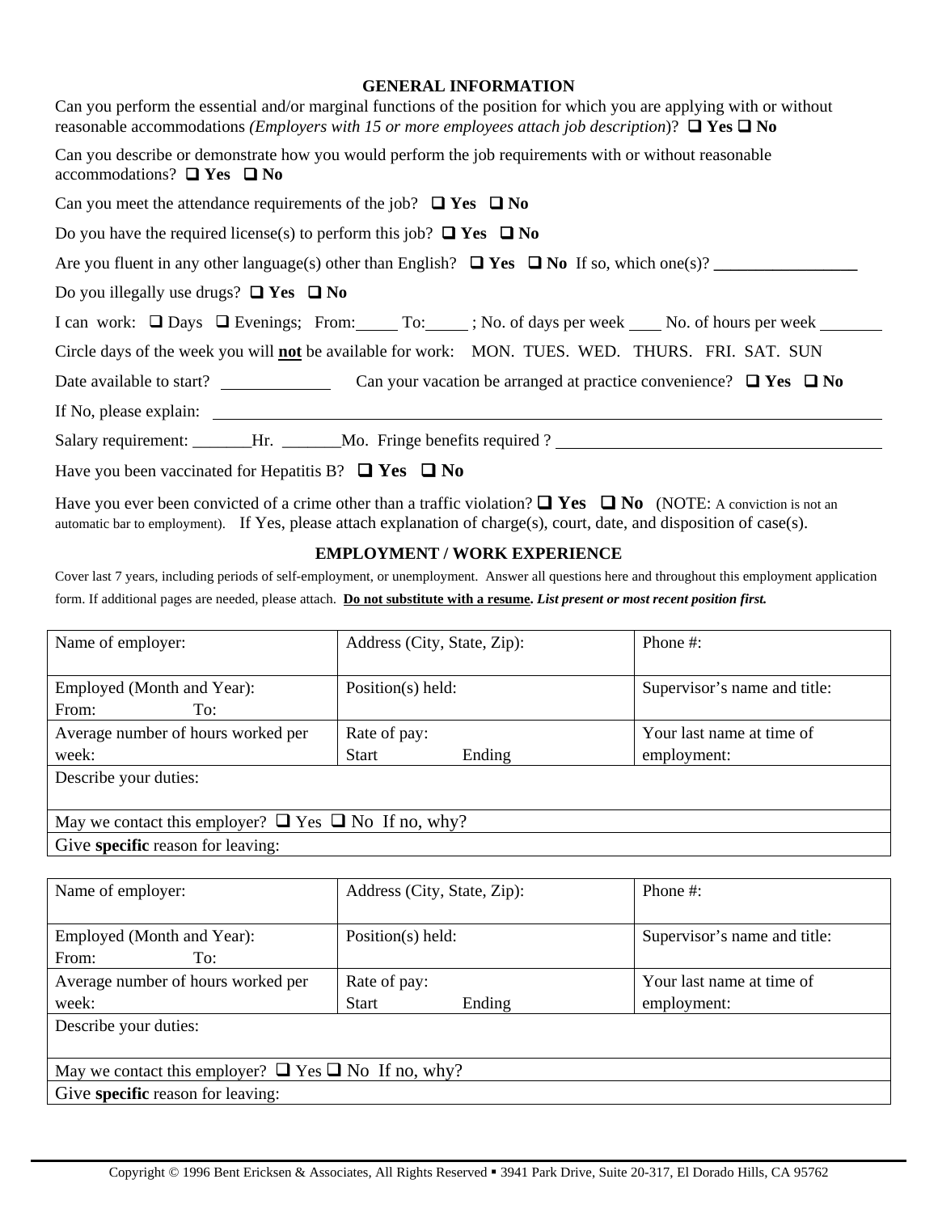## GENERAL INFORMATION

Can you perform the essential and/or marginal functions of the position for which you are applying with or without reasonable accommodations *(Employers with 15 or more employees attach job description)*? ❑ **Yes** ❑ **No**

Can you describe or demonstrate how you would perform the job requirements with or without reasonable accommodations? ❑ **Yes** ❑ **No**

Can you meet the attendance requirements of the job? ❑ **Yes** ❑ **No**

Do you have the required license(s) to perform this job? ❑ **Yes** ❑ **No**

Are you fluent in any other language(s) other than English? ❑ **Yes** ❑ **No** If so, which one(s)? _________________

Do you illegally use drugs? ❑ **Yes** ❑ **No**

I can work: ❑ Days ❑ Evenings; From:_____ To:_____ ; No. of days per week ____ No. of hours per week ________

Circle days of the week you will **not** be available for work: MON. TUES. WED. THURS. FRI. SAT. SUN

Date available to start? _____________ Can your vacation be arranged at practice convenience? ❑ **Yes** ❑ **No**

If No, please explain: ____________________________________________________________

Salary requirement: _______Hr. _______Mo. Fringe benefits required ? ________________________________

Have you been vaccinated for Hepatitis B? ❑ **Yes** ❑ **No**

Have you ever been convicted of a crime other than a traffic violation? ❑ **Yes** ❑ **No** (NOTE: A conviction is not an automatic bar to employment). If Yes, please attach explanation of charge(s), court, date, and disposition of case(s).

## EMPLOYMENT / WORK EXPERIENCE

Cover last 7 years, including periods of self-employment, or unemployment. Answer all questions here and throughout this employment application form. If additional pages are needed, please attach. **Do not substitute with a resume.** ***List present or most recent position first.***

| Name of employer: | Address (City, State, Zip): | Phone #: |
|---|---|---|
| Employed (Month and Year): From: To: | Position(s) held: | Supervisor's name and title: |
| Average number of hours worked per week: | Rate of pay: Start Ending | Your last name at time of employment: |
| Describe your duties: | | |
| May we contact this employer? ❑ Yes ❑ No If no, why? | | |
| Give **specific** reason for leaving: | | |

| Name of employer: | Address (City, State, Zip): | Phone #: |
|---|---|---|
| Employed (Month and Year): From: To: | Position(s) held: | Supervisor's name and title: |
| Average number of hours worked per week: | Rate of pay: Start Ending | Your last name at time of employment: |
| Describe your duties: | | |
| May we contact this employer? ❑ Yes ❑ No If no, why? | | |
| Give **specific** reason for leaving: | | |

Copyright © 1996 Bent Ericksen & Associates, All Rights Reserved ▪ 3941 Park Drive, Suite 20-317, El Dorado Hills, CA 95762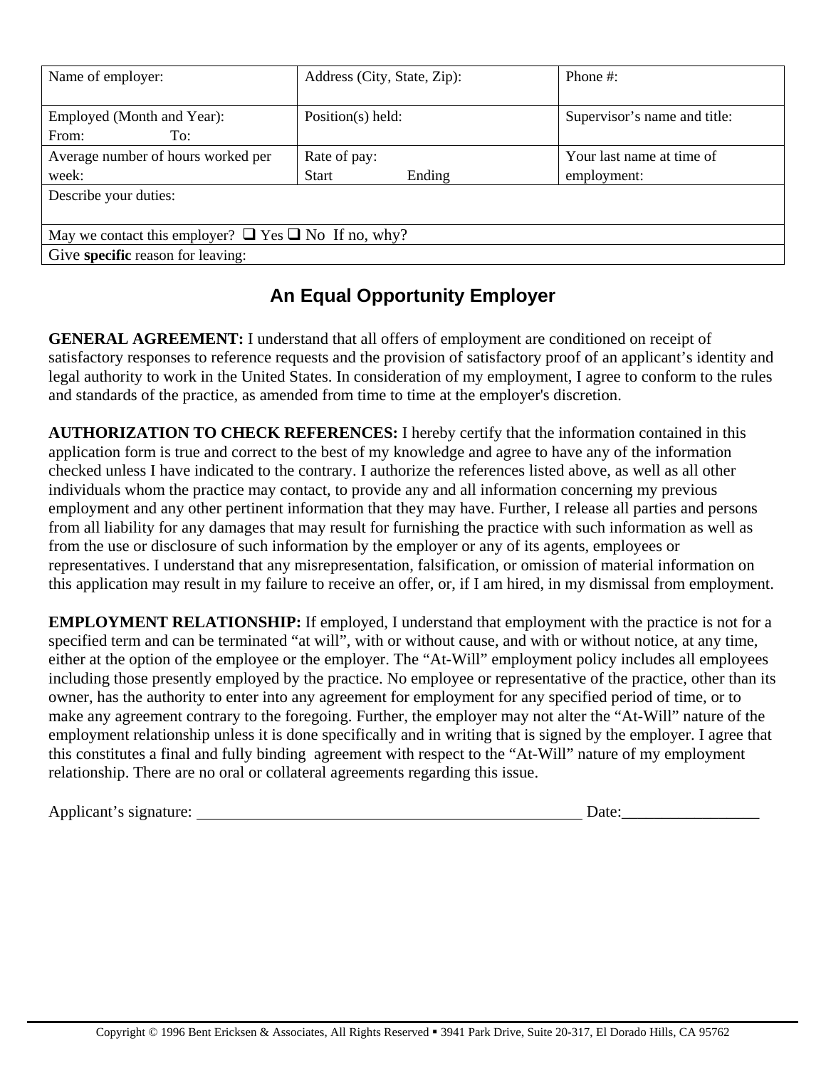| | | |
|---|---|---|
| Name of employer: | Address (City, State, Zip): | Phone #: |
| Employed (Month and Year):<br>From: To: | Position(s) held: | Supervisor's name and title: |
| Average number of hours worked per week: | Rate of pay:<br>Start Ending | Your last name at time of employment: |
| Describe your duties: | | |
| May we contact this employer? ❑ Yes ❑ No If no, why? | | |
| Give **specific** reason for leaving: | | |

## An Equal Opportunity Employer

**GENERAL AGREEMENT:** I understand that all offers of employment are conditioned on receipt of satisfactory responses to reference requests and the provision of satisfactory proof of an applicant's identity and legal authority to work in the United States. In consideration of my employment, I agree to conform to the rules and standards of the practice, as amended from time to time at the employer's discretion.

**AUTHORIZATION TO CHECK REFERENCES:** I hereby certify that the information contained in this application form is true and correct to the best of my knowledge and agree to have any of the information checked unless I have indicated to the contrary. I authorize the references listed above, as well as all other individuals whom the practice may contact, to provide any and all information concerning my previous employment and any other pertinent information that they may have. Further, I release all parties and persons from all liability for any damages that may result for furnishing the practice with such information as well as from the use or disclosure of such information by the employer or any of its agents, employees or representatives. I understand that any misrepresentation, falsification, or omission of material information on this application may result in my failure to receive an offer, or, if I am hired, in my dismissal from employment.

**EMPLOYMENT RELATIONSHIP:** If employed, I understand that employment with the practice is not for a specified term and can be terminated "at will", with or without cause, and with or without notice, at any time, either at the option of the employee or the employer. The "At-Will" employment policy includes all employees including those presently employed by the practice. No employee or representative of the practice, other than its owner, has the authority to enter into any agreement for employment for any specified period of time, or to make any agreement contrary to the foregoing. Further, the employer may not alter the "At-Will" nature of the employment relationship unless it is done specifically and in writing that is signed by the employer. I agree that this constitutes a final and fully binding agreement with respect to the "At-Will" nature of my employment relationship. There are no oral or collateral agreements regarding this issue.

Applicant's signature: ________________________________________________ Date:_________________

Copyright © 1996 Bent Ericksen & Associates, All Rights Reserved ▪ 3941 Park Drive, Suite 20-317, El Dorado Hills, CA 95762